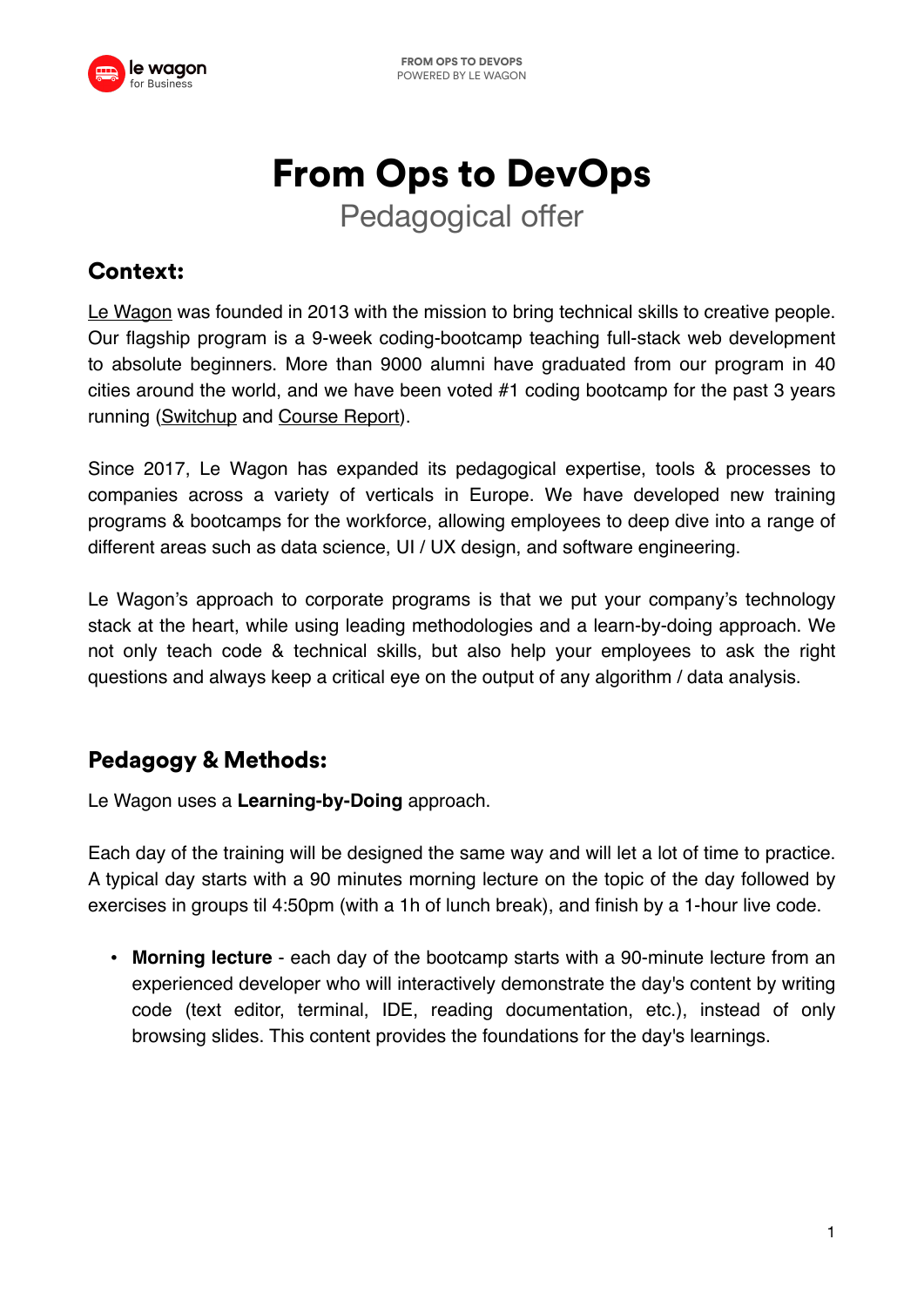# From Ops to DevOps

Pedagogical offer

## Context:

Le Wagon was founded in 2013 with the mission to bring technical skills to creative people. Our flagship program is a 9-week coding-bootcamp teaching full-stack web development to absolute beginners. More than 9000 alumni have graduated from our program in 40 cities around the world, and we have been voted #1 coding bootcamp for the past 3 years running (Switchup and Course Report).

Since 2017, Le Wagon has expanded its pedagogical expertise, tools & processes to companies across a variety of verticals in Europe. We have developed new training programs & bootcamps for the workforce, allowing employees to deep dive into a range of different areas such as data science, UI / UX design, and software engineering.

Le Wagon's approach to corporate programs is that we put your company's technology stack at the heart, while using leading methodologies and a learn-by-doing approach. We not only teach code & technical skills, but also help your employees to ask the right questions and always keep a critical eye on the output of any algorithm / data analysis.

## Pedagogy & Methods:

Le Wagon uses a **Learning-by-Doing** approach.

Each day of the training will be designed the same way and will let a lot of time to practice. A typical day starts with a 90 minutes morning lecture on the topic of the day followed by exercises in groups til 4:50pm (with a 1h of lunch break), and finish by a 1-hour live code.

- **Morning lecture** - each day of the bootcamp starts with a 90-minute lecture from an experienced developer who will interactively demonstrate the day's content by writing code (text editor, terminal, IDE, reading documentation, etc.), instead of only browsing slides. This content provides the foundations for the day's learnings.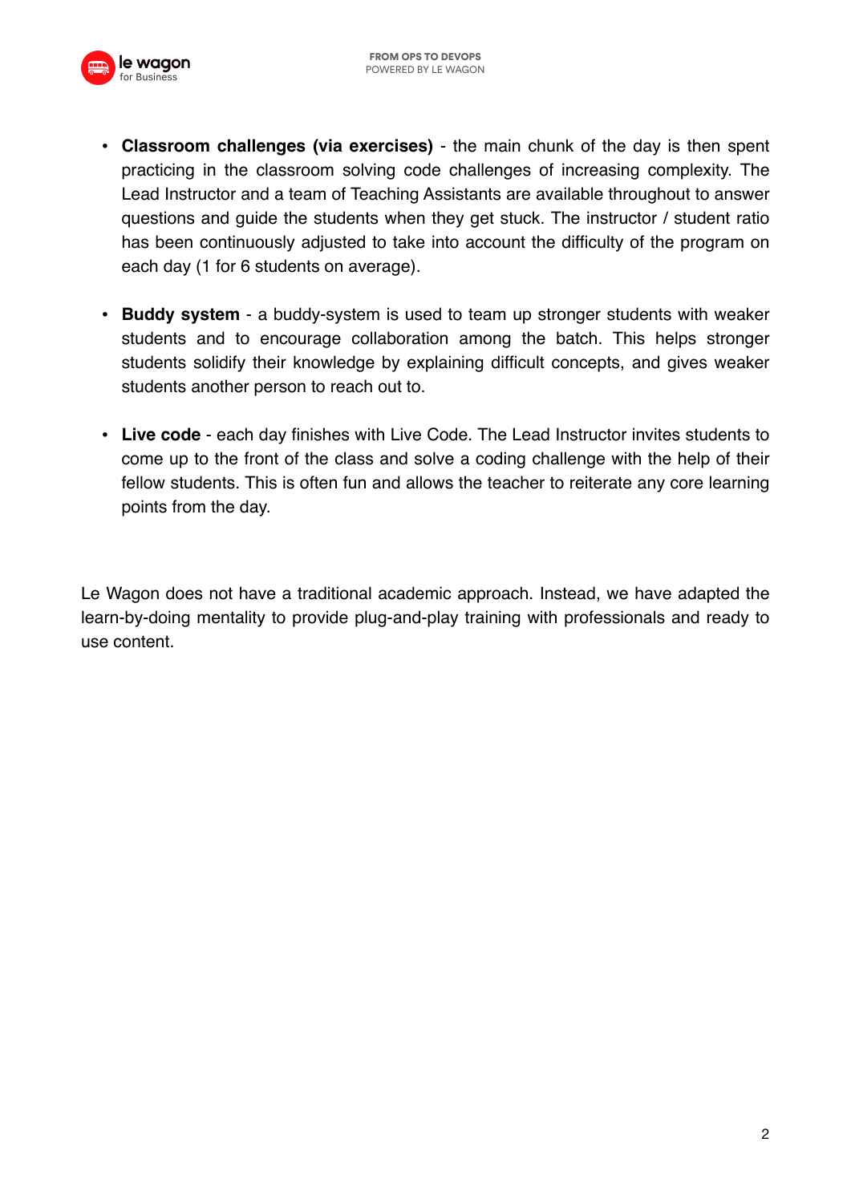- **Classroom challenges (via exercises)** - the main chunk of the day is then spent practicing in the classroom solving code challenges of increasing complexity. The Lead Instructor and a team of Teaching Assistants are available throughout to answer questions and guide the students when they get stuck. The instructor / student ratio has been continuously adjusted to take into account the difficulty of the program on each day (1 for 6 students on average).

- **Buddy system** - a buddy-system is used to team up stronger students with weaker students and to encourage collaboration among the batch. This helps stronger students solidify their knowledge by explaining difficult concepts, and gives weaker students another person to reach out to.

- **Live code** - each day finishes with Live Code. The Lead Instructor invites students to come up to the front of the class and solve a coding challenge with the help of their fellow students. This is often fun and allows the teacher to reiterate any core learning points from the day.

Le Wagon does not have a traditional academic approach. Instead, we have adapted the learn-by-doing mentality to provide plug-and-play training with professionals and ready to use content.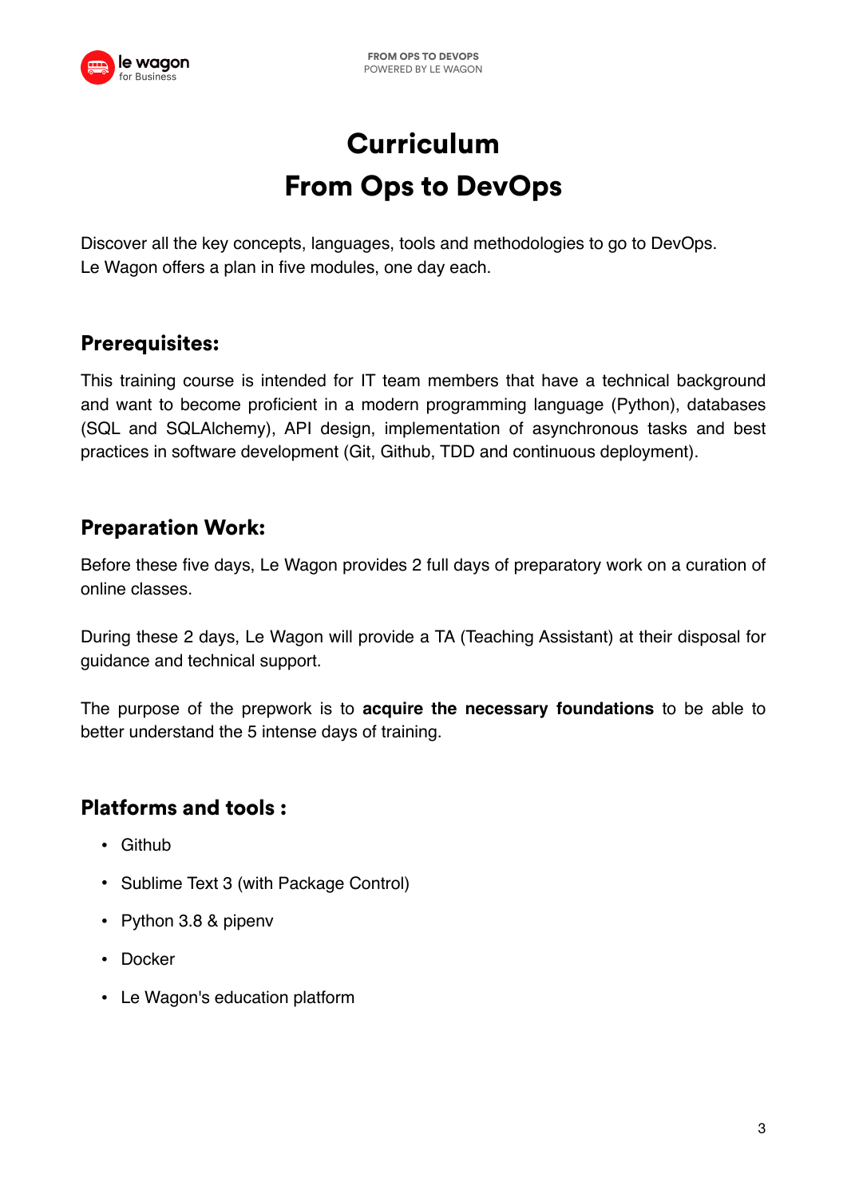# Curriculum
# From Ops to DevOps

Discover all the key concepts, languages, tools and methodologies to go to DevOps.
Le Wagon offers a plan in five modules, one day each.

## Prerequisites:

This training course is intended for IT team members that have a technical background and want to become proficient in a modern programming language (Python), databases (SQL and SQLAlchemy), API design, implementation of asynchronous tasks and best practices in software development (Git, Github, TDD and continuous deployment).

## Preparation Work:

Before these five days, Le Wagon provides 2 full days of preparatory work on a curation of online classes.

During these 2 days, Le Wagon will provide a TA (Teaching Assistant) at their disposal for guidance and technical support.

The purpose of the prepwork is to **acquire the necessary foundations** to be able to better understand the 5 intense days of training.

## Platforms and tools :

- Github
- Sublime Text 3 (with Package Control)
- Python 3.8 & pipenv
- Docker
- Le Wagon's education platform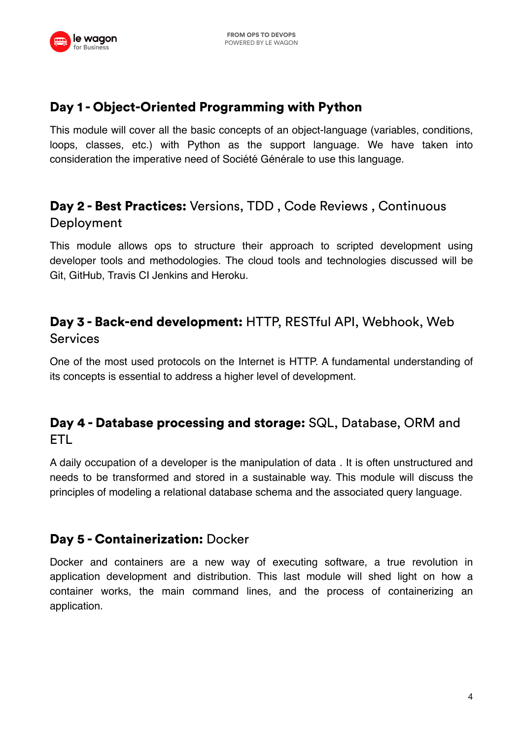## Day 1 - Object-Oriented Programming with Python

This module will cover all the basic concepts of an object-language (variables, conditions, loops, classes, etc.) with Python as the support language. We have taken into consideration the imperative need of Société Générale to use this language.

## Day 2 - Best Practices: Versions, TDD , Code Reviews , Continuous Deployment

This module allows ops to structure their approach to scripted development using developer tools and methodologies. The cloud tools and technologies discussed will be Git, GitHub, Travis CI Jenkins and Heroku.

## Day 3 - Back-end development: HTTP, RESTful API, Webhook, Web Services

One of the most used protocols on the Internet is HTTP. A fundamental understanding of its concepts is essential to address a higher level of development.

## Day 4 - Database processing and storage: SQL, Database, ORM and ETL

A daily occupation of a developer is the manipulation of data . It is often unstructured and needs to be transformed and stored in a sustainable way. This module will discuss the principles of modeling a relational database schema and the associated query language.

## Day 5 - Containerization: Docker

Docker and containers are a new way of executing software, a true revolution in application development and distribution. This last module will shed light on how a container works, the main command lines, and the process of containerizing an application.